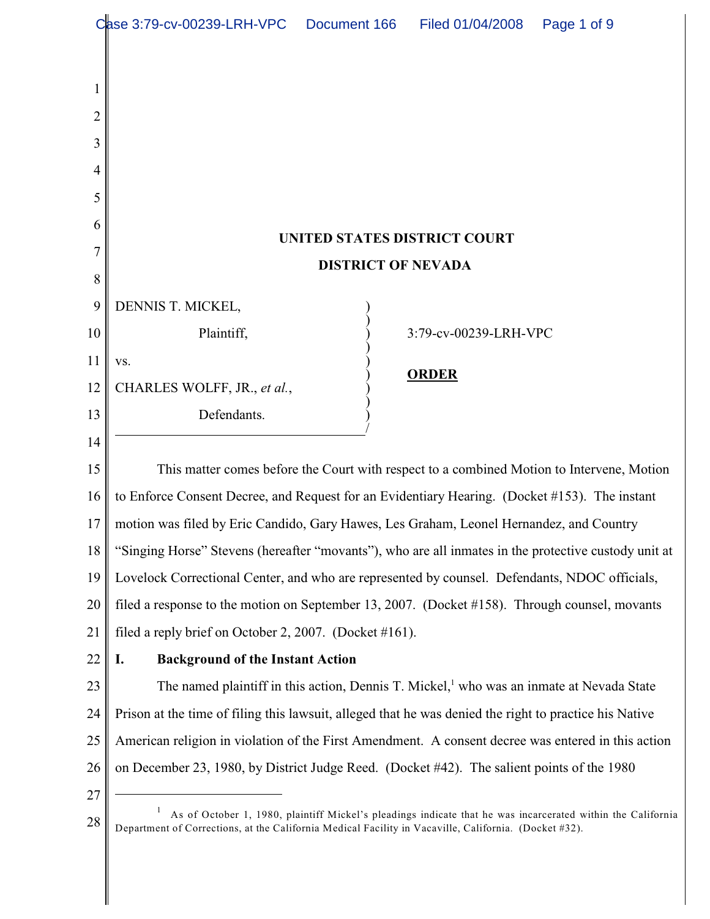UNITED STATES DISTRICT COURT

DISTRICT OF NEVADA

DENNIS T. MICKEL,
Plaintiff,

vs.

CHARLES WOLFF, JR., *et al.*,
Defendants.

3:79-cv-00239-LRH-VPC

**ORDER**

This matter comes before the Court with respect to a combined Motion to Intervene, Motion to Enforce Consent Decree, and Request for an Evidentiary Hearing. (Docket #153). The instant motion was filed by Eric Candido, Gary Hawes, Les Graham, Leonel Hernandez, and Country "Singing Horse" Stevens (hereafter "movants"), who are all inmates in the protective custody unit at Lovelock Correctional Center, and who are represented by counsel. Defendants, NDOC officials, filed a response to the motion on September 13, 2007. (Docket #158). Through counsel, movants filed a reply brief on October 2, 2007. (Docket #161).

## I. Background of the Instant Action

The named plaintiff in this action, Dennis T. Mickel,[1] who was an inmate at Nevada State Prison at the time of filing this lawsuit, alleged that he was denied the right to practice his Native American religion in violation of the First Amendment. A consent decree was entered in this action on December 23, 1980, by District Judge Reed. (Docket #42). The salient points of the 1980

[1] As of October 1, 1980, plaintiff Mickel's pleadings indicate that he was incarcerated within the California Department of Corrections, at the California Medical Facility in Vacaville, California. (Docket #32).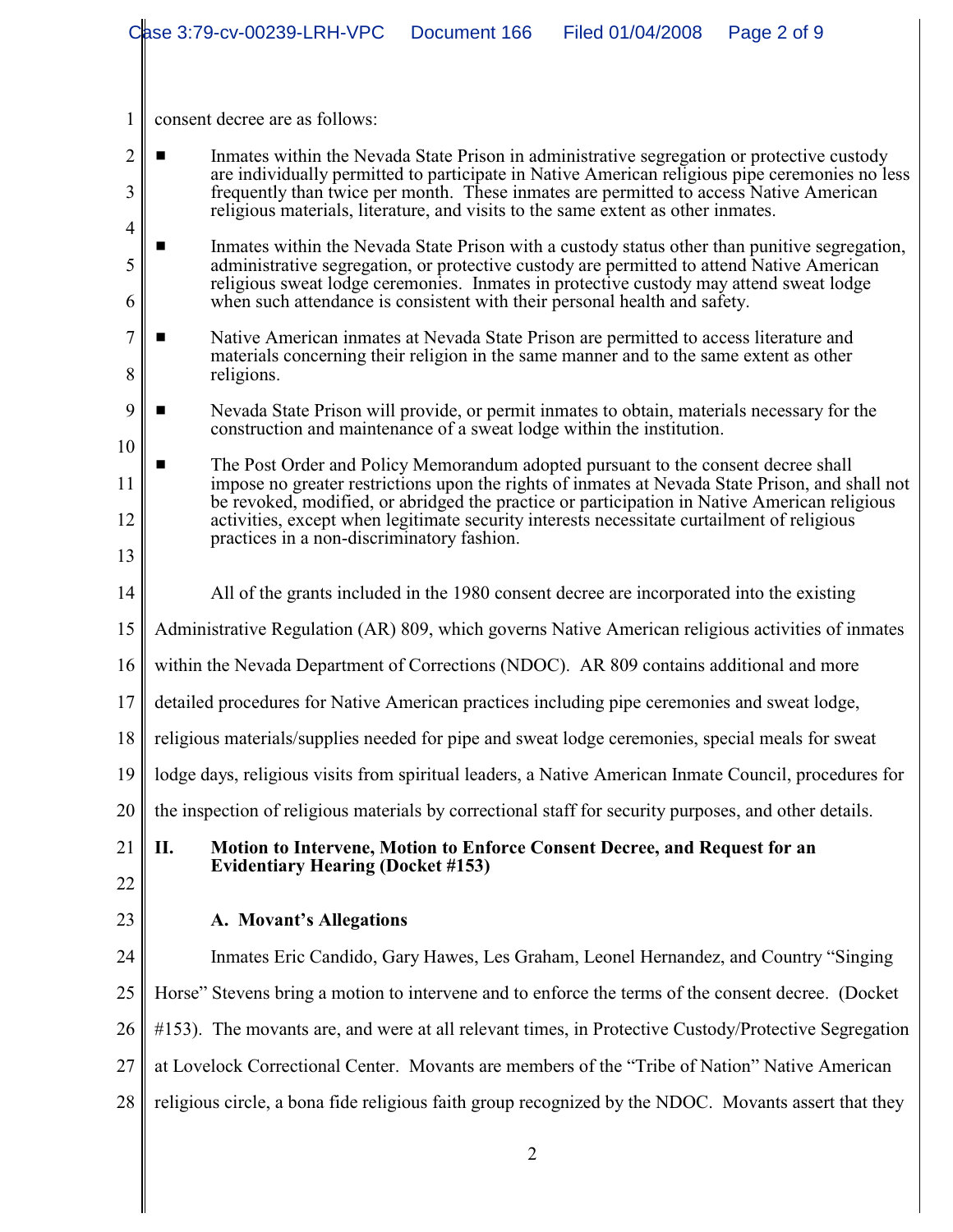consent decree are as follows:

- Inmates within the Nevada State Prison in administrative segregation or protective custody are individually permitted to participate in Native American religious pipe ceremonies no less frequently than twice per month. These inmates are permitted to access Native American religious materials, literature, and visits to the same extent as other inmates.

- Inmates within the Nevada State Prison with a custody status other than punitive segregation, administrative segregation, or protective custody are permitted to attend Native American religious sweat lodge ceremonies. Inmates in protective custody may attend sweat lodge when such attendance is consistent with their personal health and safety.

- Native American inmates at Nevada State Prison are permitted to access literature and materials concerning their religion in the same manner and to the same extent as other religions.

- Nevada State Prison will provide, or permit inmates to obtain, materials necessary for the construction and maintenance of a sweat lodge within the institution.

- The Post Order and Policy Memorandum adopted pursuant to the consent decree shall impose no greater restrictions upon the rights of inmates at Nevada State Prison, and shall not be revoked, modified, or abridged the practice or participation in Native American religious activities, except when legitimate security interests necessitate curtailment of religious practices in a non-discriminatory fashion.

All of the grants included in the 1980 consent decree are incorporated into the existing Administrative Regulation (AR) 809, which governs Native American religious activities of inmates within the Nevada Department of Corrections (NDOC). AR 809 contains additional and more detailed procedures for Native American practices including pipe ceremonies and sweat lodge, religious materials/supplies needed for pipe and sweat lodge ceremonies, special meals for sweat lodge days, religious visits from spiritual leaders, a Native American Inmate Council, procedures for the inspection of religious materials by correctional staff for security purposes, and other details.

## II. Motion to Intervene, Motion to Enforce Consent Decree, and Request for an Evidentiary Hearing (Docket #153)

### A. Movant's Allegations

Inmates Eric Candido, Gary Hawes, Les Graham, Leonel Hernandez, and Country "Singing Horse" Stevens bring a motion to intervene and to enforce the terms of the consent decree. (Docket #153). The movants are, and were at all relevant times, in Protective Custody/Protective Segregation at Lovelock Correctional Center. Movants are members of the "Tribe of Nation" Native American religious circle, a bona fide religious faith group recognized by the NDOC. Movants assert that they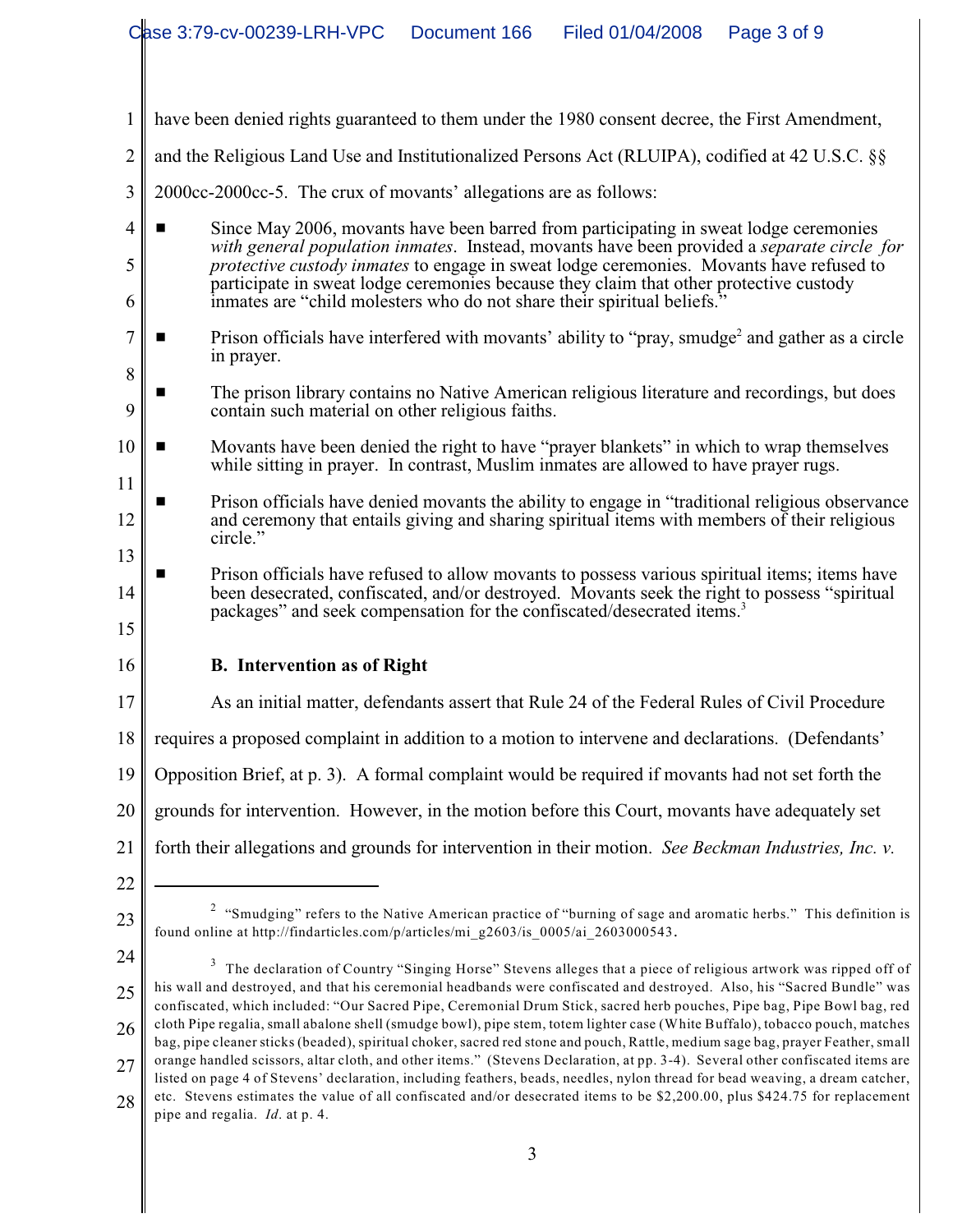have been denied rights guaranteed to them under the 1980 consent decree, the First Amendment, and the Religious Land Use and Institutionalized Persons Act (RLUIPA), codified at 42 U.S.C. §§ 2000cc-2000cc-5. The crux of movants' allegations are as follows:

- Since May 2006, movants have been barred from participating in sweat lodge ceremonies *with general population inmates*. Instead, movants have been provided a *separate circle for protective custody inmates* to engage in sweat lodge ceremonies. Movants have refused to participate in sweat lodge ceremonies because they claim that other protective custody inmates are "child molesters who do not share their spiritual beliefs."
- Prison officials have interfered with movants' ability to "pray, smudge[2] and gather as a circle in prayer.
- The prison library contains no Native American religious literature and recordings, but does contain such material on other religious faiths.
- Movants have been denied the right to have "prayer blankets" in which to wrap themselves while sitting in prayer. In contrast, Muslim inmates are allowed to have prayer rugs.
- Prison officials have denied movants the ability to engage in "traditional religious observance and ceremony that entails giving and sharing spiritual items with members of their religious circle."
- Prison officials have refused to allow movants to possess various spiritual items; items have been desecrated, confiscated, and/or destroyed. Movants seek the right to possess "spiritual packages" and seek compensation for the confiscated/desecrated items.[3]

### B. Intervention as of Right

As an initial matter, defendants assert that Rule 24 of the Federal Rules of Civil Procedure requires a proposed complaint in addition to a motion to intervene and declarations. (Defendants' Opposition Brief, at p. 3). A formal complaint would be required if movants had not set forth the grounds for intervention. However, in the motion before this Court, movants have adequately set forth their allegations and grounds for intervention in their motion. *See Beckman Industries, Inc. v.*

---

[2] "Smudging" refers to the Native American practice of "burning of sage and aromatic herbs." This definition is found online at http://findarticles.com/p/articles/mi_g2603/is_0005/ai_2603000543.

[3] The declaration of Country "Singing Horse" Stevens alleges that a piece of religious artwork was ripped off of his wall and destroyed, and that his ceremonial headbands were confiscated and destroyed. Also, his "Sacred Bundle" was confiscated, which included: "Our Sacred Pipe, Ceremonial Drum Stick, sacred herb pouches, Pipe bag, Pipe Bowl bag, red cloth Pipe regalia, small abalone shell (smudge bowl), pipe stem, totem lighter case (White Buffalo), tobacco pouch, matches bag, pipe cleaner sticks (beaded), spiritual choker, sacred red stone and pouch, Rattle, medium sage bag, prayer Feather, small orange handled scissors, altar cloth, and other items." (Stevens Declaration, at pp. 3-4). Several other confiscated items are listed on page 4 of Stevens' declaration, including feathers, beads, needles, nylon thread for bead weaving, a dream catcher, etc. Stevens estimates the value of all confiscated and/or desecrated items to be $2,200.00, plus $424.75 for replacement pipe and regalia. *Id*. at p. 4.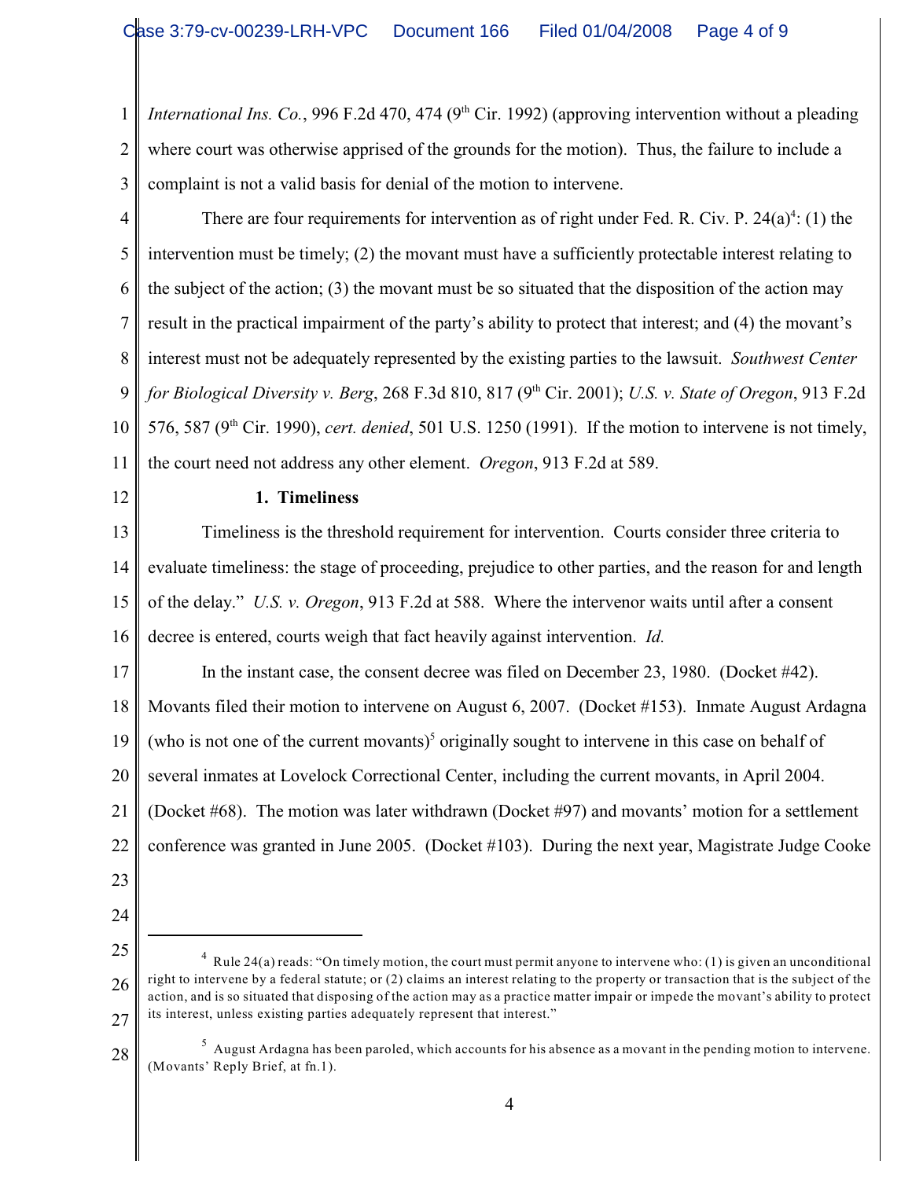*International Ins. Co.*, 996 F.2d 470, 474 (9th Cir. 1992) (approving intervention without a pleading where court was otherwise apprised of the grounds for the motion). Thus, the failure to include a complaint is not a valid basis for denial of the motion to intervene.

There are four requirements for intervention as of right under Fed. R. Civ. P. 24(a)[4]: (1) the intervention must be timely; (2) the movant must have a sufficiently protectable interest relating to the subject of the action; (3) the movant must be so situated that the disposition of the action may result in the practical impairment of the party's ability to protect that interest; and (4) the movant's interest must not be adequately represented by the existing parties to the lawsuit. *Southwest Center for Biological Diversity v. Berg*, 268 F.3d 810, 817 (9th Cir. 2001); *U.S. v. State of Oregon*, 913 F.2d 576, 587 (9th Cir. 1990), *cert. denied*, 501 U.S. 1250 (1991). If the motion to intervene is not timely, the court need not address any other element. *Oregon*, 913 F.2d at 589.

**1. Timeliness**

Timeliness is the threshold requirement for intervention. Courts consider three criteria to evaluate timeliness: the stage of proceeding, prejudice to other parties, and the reason for and length of the delay." *U.S. v. Oregon*, 913 F.2d at 588. Where the intervenor waits until after a consent decree is entered, courts weigh that fact heavily against intervention. *Id.*

In the instant case, the consent decree was filed on December 23, 1980. (Docket #42). Movants filed their motion to intervene on August 6, 2007. (Docket #153). Inmate August Ardagna (who is not one of the current movants)[5] originally sought to intervene in this case on behalf of several inmates at Lovelock Correctional Center, including the current movants, in April 2004. (Docket #68). The motion was later withdrawn (Docket #97) and movants' motion for a settlement conference was granted in June 2005. (Docket #103). During the next year, Magistrate Judge Cooke

---

[4] Rule 24(a) reads: "On timely motion, the court must permit anyone to intervene who: (1) is given an unconditional right to intervene by a federal statute; or (2) claims an interest relating to the property or transaction that is the subject of the action, and is so situated that disposing of the action may as a practice matter impair or impede the movant's ability to protect its interest, unless existing parties adequately represent that interest."

[5] August Ardagna has been paroled, which accounts for his absence as a movant in the pending motion to intervene. (Movants' Reply Brief, at fn.1).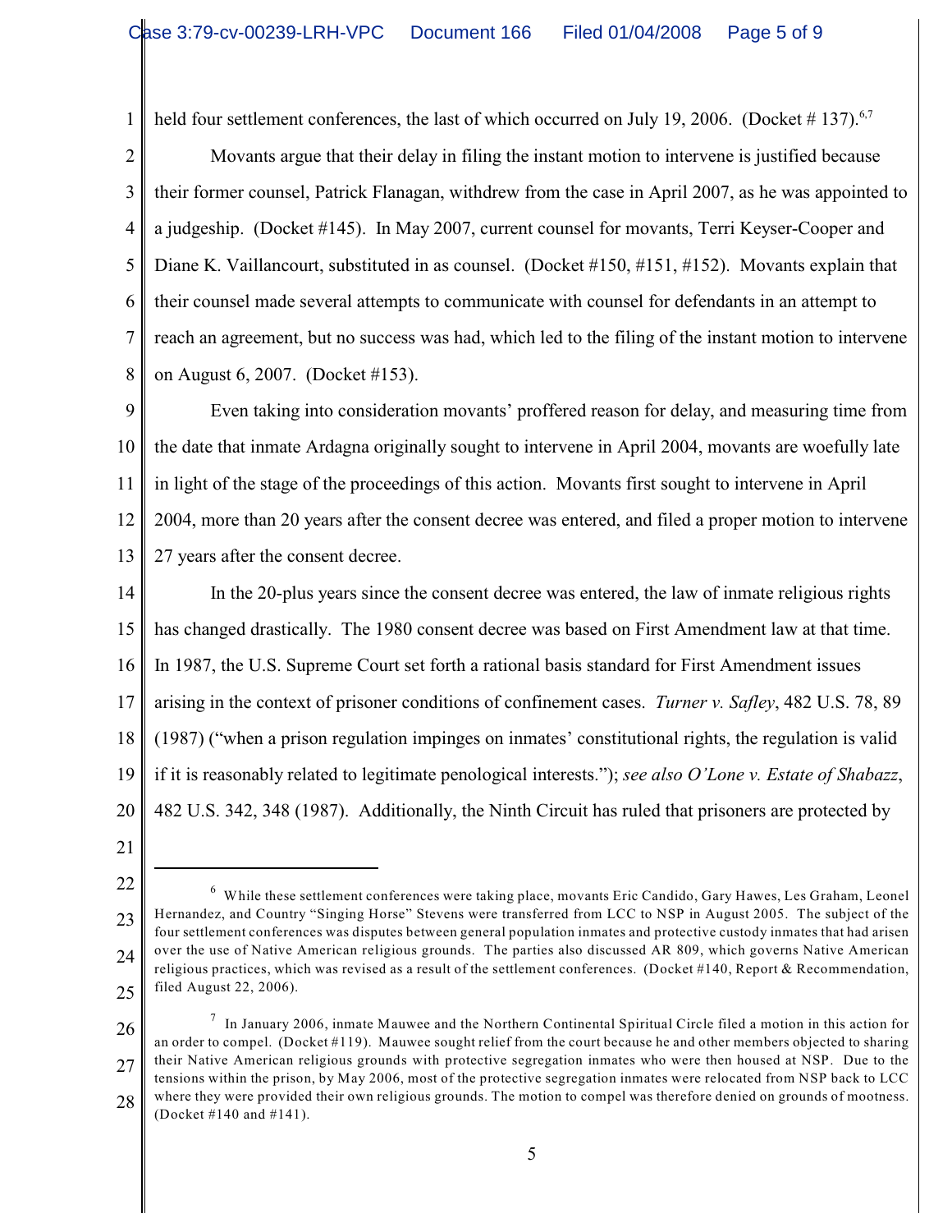held four settlement conferences, the last of which occurred on July 19, 2006. (Docket # 137).[6,7]

Movants argue that their delay in filing the instant motion to intervene is justified because their former counsel, Patrick Flanagan, withdrew from the case in April 2007, as he was appointed to a judgeship. (Docket #145). In May 2007, current counsel for movants, Terri Keyser-Cooper and Diane K. Vaillancourt, substituted in as counsel. (Docket #150, #151, #152). Movants explain that their counsel made several attempts to communicate with counsel for defendants in an attempt to reach an agreement, but no success was had, which led to the filing of the instant motion to intervene on August 6, 2007. (Docket #153).

Even taking into consideration movants' proffered reason for delay, and measuring time from the date that inmate Ardagna originally sought to intervene in April 2004, movants are woefully late in light of the stage of the proceedings of this action. Movants first sought to intervene in April 2004, more than 20 years after the consent decree was entered, and filed a proper motion to intervene 27 years after the consent decree.

In the 20-plus years since the consent decree was entered, the law of inmate religious rights has changed drastically. The 1980 consent decree was based on First Amendment law at that time. In 1987, the U.S. Supreme Court set forth a rational basis standard for First Amendment issues arising in the context of prisoner conditions of confinement cases. *Turner v. Safley*, 482 U.S. 78, 89 (1987) ("when a prison regulation impinges on inmates' constitutional rights, the regulation is valid if it is reasonably related to legitimate penological interests."); *see also O'Lone v. Estate of Shabazz*, 482 U.S. 342, 348 (1987). Additionally, the Ninth Circuit has ruled that prisoners are protected by

---

[6] While these settlement conferences were taking place, movants Eric Candido, Gary Hawes, Les Graham, Leonel Hernandez, and Country "Singing Horse" Stevens were transferred from LCC to NSP in August 2005. The subject of the four settlement conferences was disputes between general population inmates and protective custody inmates that had arisen over the use of Native American religious grounds. The parties also discussed AR 809, which governs Native American religious practices, which was revised as a result of the settlement conferences. (Docket #140, Report & Recommendation, filed August 22, 2006).

[7] In January 2006, inmate Mauwee and the Northern Continental Spiritual Circle filed a motion in this action for an order to compel. (Docket #119). Mauwee sought relief from the court because he and other members objected to sharing their Native American religious grounds with protective segregation inmates who were then housed at NSP. Due to the tensions within the prison, by May 2006, most of the protective segregation inmates were relocated from NSP back to LCC where they were provided their own religious grounds. The motion to compel was therefore denied on grounds of mootness. (Docket #140 and #141).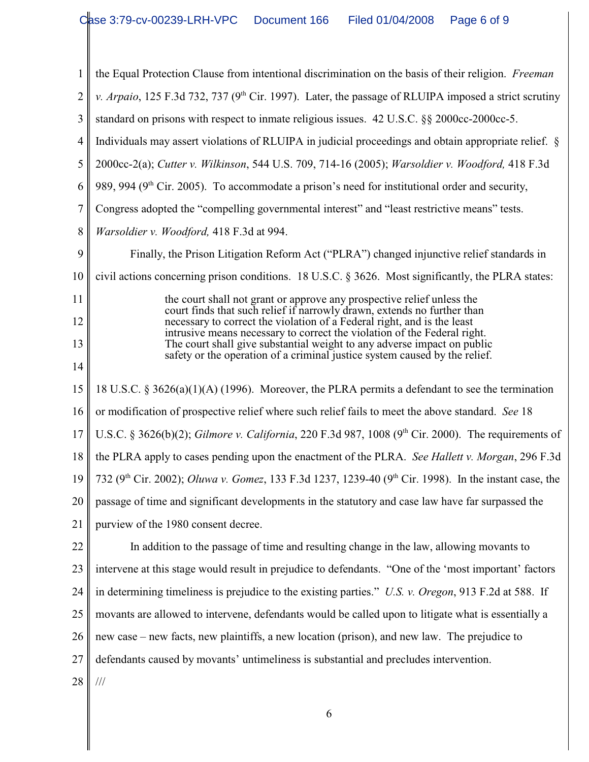the Equal Protection Clause from intentional discrimination on the basis of their religion. *Freeman v. Arpaio*, 125 F.3d 732, 737 (9th Cir. 1997). Later, the passage of RLUIPA imposed a strict scrutiny standard on prisons with respect to inmate religious issues. 42 U.S.C. §§ 2000cc-2000cc-5. Individuals may assert violations of RLUIPA in judicial proceedings and obtain appropriate relief. § 2000cc-2(a); *Cutter v. Wilkinson*, 544 U.S. 709, 714-16 (2005); *Warsoldier v. Woodford,* 418 F.3d 989, 994 (9th Cir. 2005). To accommodate a prison's need for institutional order and security, Congress adopted the "compelling governmental interest" and "least restrictive means" tests. *Warsoldier v. Woodford,* 418 F.3d at 994.

Finally, the Prison Litigation Reform Act ("PLRA") changed injunctive relief standards in civil actions concerning prison conditions. 18 U.S.C. § 3626. Most significantly, the PLRA states:

> the court shall not grant or approve any prospective relief unless the court finds that such relief if narrowly drawn, extends no further than necessary to correct the violation of a Federal right, and is the least intrusive means necessary to correct the violation of the Federal right. The court shall give substantial weight to any adverse impact on public safety or the operation of a criminal justice system caused by the relief.

18 U.S.C. § 3626(a)(1)(A) (1996). Moreover, the PLRA permits a defendant to see the termination or modification of prospective relief where such relief fails to meet the above standard. *See* 18 U.S.C. § 3626(b)(2); *Gilmore v. California*, 220 F.3d 987, 1008 (9th Cir. 2000). The requirements of the PLRA apply to cases pending upon the enactment of the PLRA. *See Hallett v. Morgan*, 296 F.3d 732 (9th Cir. 2002); *Oluwa v. Gomez*, 133 F.3d 1237, 1239-40 (9th Cir. 1998). In the instant case, the passage of time and significant developments in the statutory and case law have far surpassed the purview of the 1980 consent decree.

In addition to the passage of time and resulting change in the law, allowing movants to intervene at this stage would result in prejudice to defendants. "One of the 'most important' factors in determining timeliness is prejudice to the existing parties." *U.S. v. Oregon*, 913 F.2d at 588. If movants are allowed to intervene, defendants would be called upon to litigate what is essentially a new case – new facts, new plaintiffs, a new location (prison), and new law. The prejudice to defendants caused by movants' untimeliness is substantial and precludes intervention.

///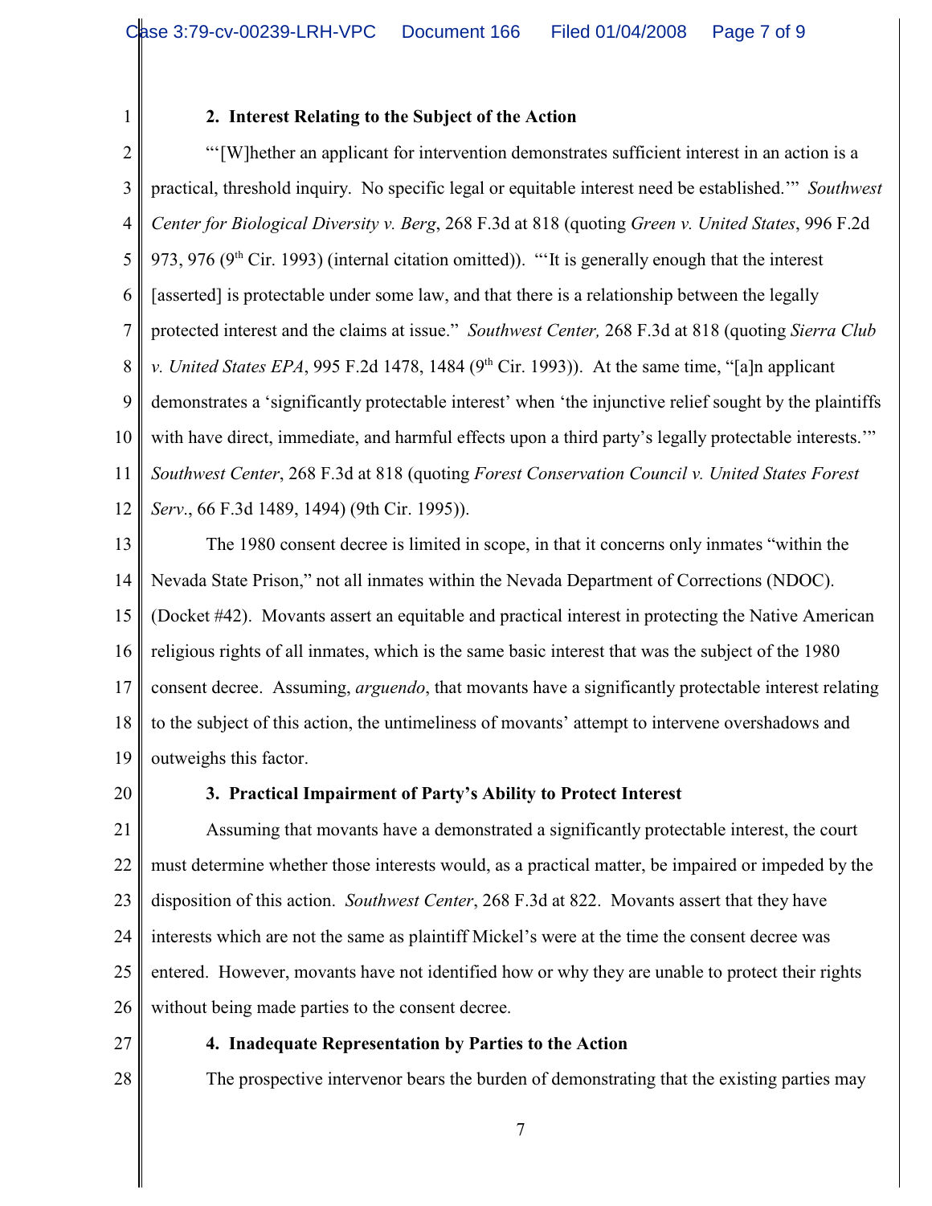**2. Interest Relating to the Subject of the Action**

"'[W]hether an applicant for intervention demonstrates sufficient interest in an action is a practical, threshold inquiry. No specific legal or equitable interest need be established.'" *Southwest Center for Biological Diversity v. Berg*, 268 F.3d at 818 (quoting *Green v. United States*, 996 F.2d 973, 976 (9th Cir. 1993) (internal citation omitted)). "'It is generally enough that the interest [asserted] is protectable under some law, and that there is a relationship between the legally protected interest and the claims at issue." *Southwest Center,* 268 F.3d at 818 (quoting *Sierra Club v. United States EPA*, 995 F.2d 1478, 1484 (9th Cir. 1993)). At the same time, "[a]n applicant demonstrates a 'significantly protectable interest' when 'the injunctive relief sought by the plaintiffs with have direct, immediate, and harmful effects upon a third party's legally protectable interests.'" *Southwest Center*, 268 F.3d at 818 (quoting *Forest Conservation Council v. United States Forest Serv.*, 66 F.3d 1489, 1494) (9th Cir. 1995)).

The 1980 consent decree is limited in scope, in that it concerns only inmates "within the Nevada State Prison," not all inmates within the Nevada Department of Corrections (NDOC). (Docket #42). Movants assert an equitable and practical interest in protecting the Native American religious rights of all inmates, which is the same basic interest that was the subject of the 1980 consent decree. Assuming, *arguendo*, that movants have a significantly protectable interest relating to the subject of this action, the untimeliness of movants' attempt to intervene overshadows and outweighs this factor.

**3. Practical Impairment of Party's Ability to Protect Interest**

Assuming that movants have a demonstrated a significantly protectable interest, the court must determine whether those interests would, as a practical matter, be impaired or impeded by the disposition of this action. *Southwest Center*, 268 F.3d at 822. Movants assert that they have interests which are not the same as plaintiff Mickel's were at the time the consent decree was entered. However, movants have not identified how or why they are unable to protect their rights without being made parties to the consent decree.

**4. Inadequate Representation by Parties to the Action**

The prospective intervenor bears the burden of demonstrating that the existing parties may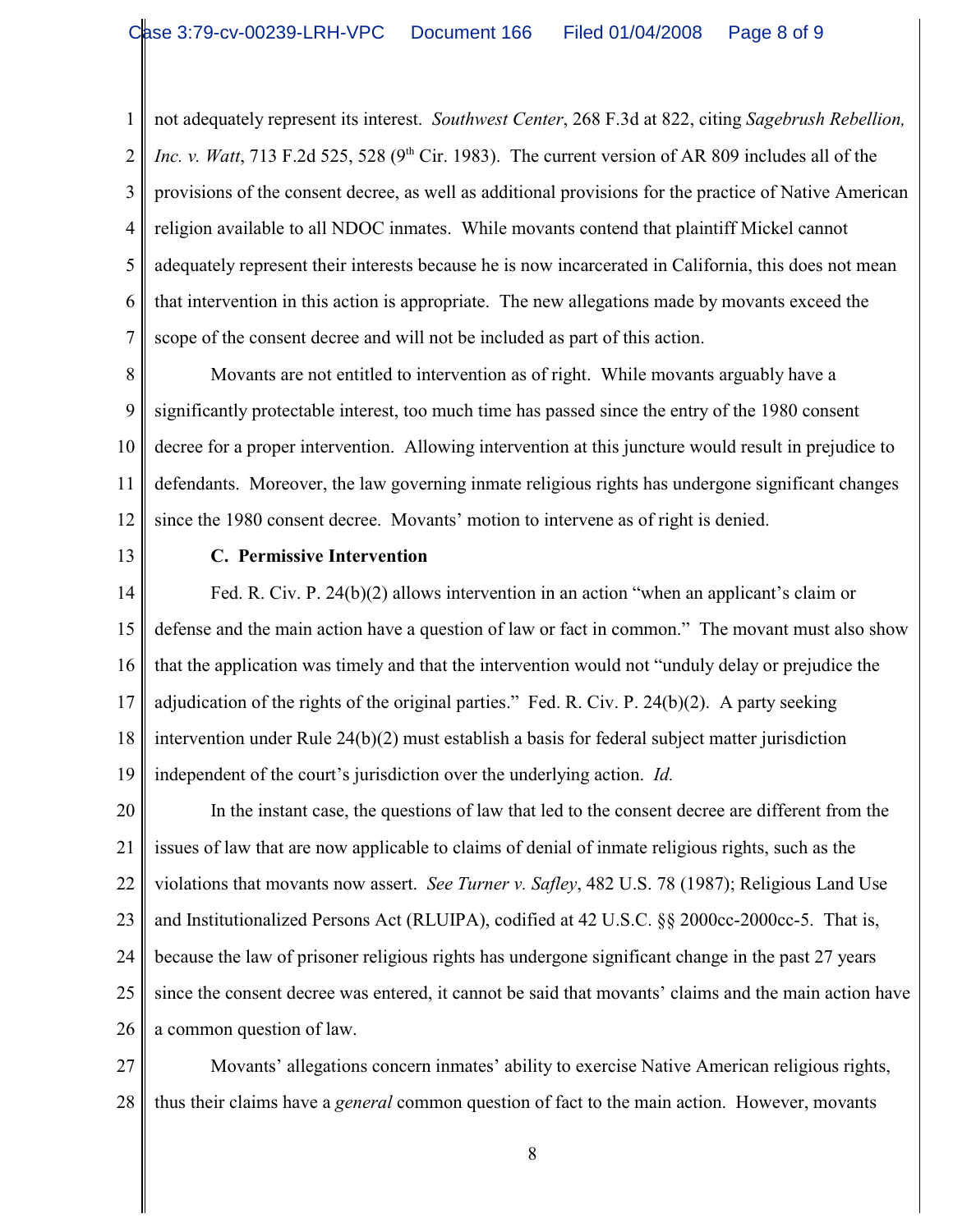not adequately represent its interest. *Southwest Center*, 268 F.3d at 822, citing *Sagebrush Rebellion, Inc. v. Watt*, 713 F.2d 525, 528 (9th Cir. 1983). The current version of AR 809 includes all of the provisions of the consent decree, as well as additional provisions for the practice of Native American religion available to all NDOC inmates. While movants contend that plaintiff Mickel cannot adequately represent their interests because he is now incarcerated in California, this does not mean that intervention in this action is appropriate. The new allegations made by movants exceed the scope of the consent decree and will not be included as part of this action.

Movants are not entitled to intervention as of right. While movants arguably have a significantly protectable interest, too much time has passed since the entry of the 1980 consent decree for a proper intervention. Allowing intervention at this juncture would result in prejudice to defendants. Moreover, the law governing inmate religious rights has undergone significant changes since the 1980 consent decree. Movants' motion to intervene as of right is denied.

**C. Permissive Intervention**

Fed. R. Civ. P. 24(b)(2) allows intervention in an action "when an applicant's claim or defense and the main action have a question of law or fact in common." The movant must also show that the application was timely and that the intervention would not "unduly delay or prejudice the adjudication of the rights of the original parties." Fed. R. Civ. P. 24(b)(2). A party seeking intervention under Rule 24(b)(2) must establish a basis for federal subject matter jurisdiction independent of the court's jurisdiction over the underlying action. *Id.*

In the instant case, the questions of law that led to the consent decree are different from the issues of law that are now applicable to claims of denial of inmate religious rights, such as the violations that movants now assert. *See Turner v. Safley*, 482 U.S. 78 (1987); Religious Land Use and Institutionalized Persons Act (RLUIPA), codified at 42 U.S.C. §§ 2000cc-2000cc-5. That is, because the law of prisoner religious rights has undergone significant change in the past 27 years since the consent decree was entered, it cannot be said that movants' claims and the main action have a common question of law.

Movants' allegations concern inmates' ability to exercise Native American religious rights, thus their claims have a *general* common question of fact to the main action. However, movants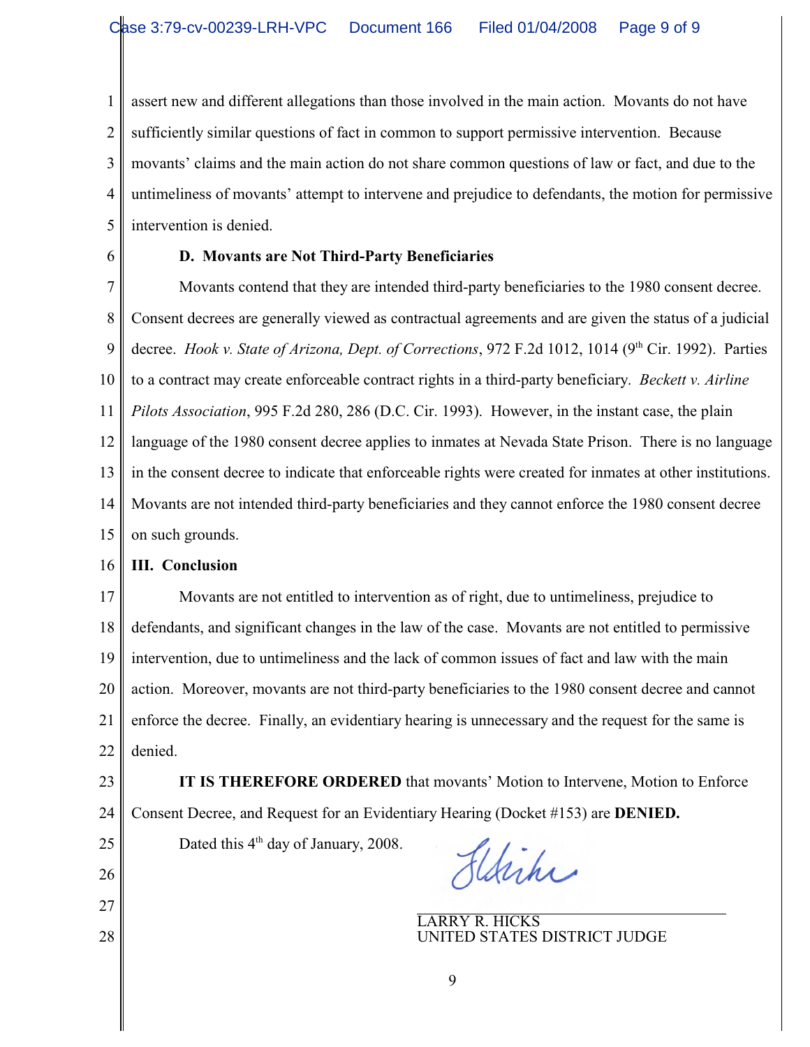assert new and different allegations than those involved in the main action. Movants do not have sufficiently similar questions of fact in common to support permissive intervention. Because movants' claims and the main action do not share common questions of law or fact, and due to the untimeliness of movants' attempt to intervene and prejudice to defendants, the motion for permissive intervention is denied.

**D. Movants are Not Third-Party Beneficiaries**

Movants contend that they are intended third-party beneficiaries to the 1980 consent decree. Consent decrees are generally viewed as contractual agreements and are given the status of a judicial decree. *Hook v. State of Arizona, Dept. of Corrections*, 972 F.2d 1012, 1014 (9th Cir. 1992). Parties to a contract may create enforceable contract rights in a third-party beneficiary. *Beckett v. Airline Pilots Association*, 995 F.2d 280, 286 (D.C. Cir. 1993). However, in the instant case, the plain language of the 1980 consent decree applies to inmates at Nevada State Prison. There is no language in the consent decree to indicate that enforceable rights were created for inmates at other institutions. Movants are not intended third-party beneficiaries and they cannot enforce the 1980 consent decree on such grounds.

**III. Conclusion**

Movants are not entitled to intervention as of right, due to untimeliness, prejudice to defendants, and significant changes in the law of the case. Movants are not entitled to permissive intervention, due to untimeliness and the lack of common issues of fact and law with the main action. Moreover, movants are not third-party beneficiaries to the 1980 consent decree and cannot enforce the decree. Finally, an evidentiary hearing is unnecessary and the request for the same is denied.

**IT IS THEREFORE ORDERED** that movants' Motion to Intervene, Motion to Enforce Consent Decree, and Request for an Evidentiary Hearing (Docket #153) are **DENIED.**

Dated this 4th day of January, 2008.

LARRY R. HICKS
UNITED STATES DISTRICT JUDGE